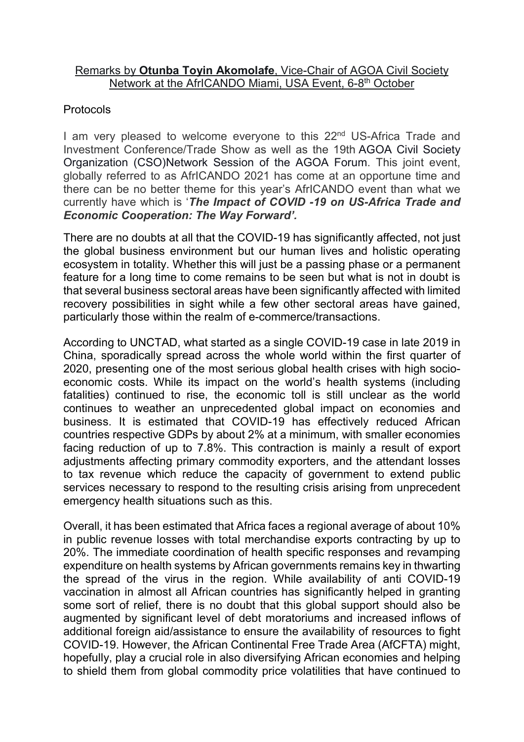Remarks by **Otunba Toyin Akomolafe**, Vice-Chair of AGOA Civil Society Network at the AfrICANDO Miami, USA Event, 6-8th October

Protocols

I am very pleased to welcome everyone to this 22nd US-Africa Trade and Investment Conference/Trade Show as well as the 19th AGOA Civil Society Organization (CSO)Network Session of the AGOA Forum. This joint event, globally referred to as AfrICANDO 2021 has come at an opportune time and there can be no better theme for this year's AfrICANDO event than what we currently have which is '***The Impact of COVID -19 on US-Africa Trade and Economic Cooperation: The Way Forward'.***

There are no doubts at all that the COVID-19 has significantly affected, not just the global business environment but our human lives and holistic operating ecosystem in totality. Whether this will just be a passing phase or a permanent feature for a long time to come remains to be seen but what is not in doubt is that several business sectoral areas have been significantly affected with limited recovery possibilities in sight while a few other sectoral areas have gained, particularly those within the realm of e-commerce/transactions.

According to UNCTAD, what started as a single COVID-19 case in late 2019 in China, sporadically spread across the whole world within the first quarter of 2020, presenting one of the most serious global health crises with high socio-economic costs. While its impact on the world's health systems (including fatalities) continued to rise, the economic toll is still unclear as the world continues to weather an unprecedented global impact on economies and business. It is estimated that COVID-19 has effectively reduced African countries respective GDPs by about 2% at a minimum, with smaller economies facing reduction of up to 7.8%. This contraction is mainly a result of export adjustments affecting primary commodity exporters, and the attendant losses to tax revenue which reduce the capacity of government to extend public services necessary to respond to the resulting crisis arising from unprecedent emergency health situations such as this.

Overall, it has been estimated that Africa faces a regional average of about 10% in public revenue losses with total merchandise exports contracting by up to 20%. The immediate coordination of health specific responses and revamping expenditure on health systems by African governments remains key in thwarting the spread of the virus in the region. While availability of anti COVID-19 vaccination in almost all African countries has significantly helped in granting some sort of relief, there is no doubt that this global support should also be augmented by significant level of debt moratoriums and increased inflows of additional foreign aid/assistance to ensure the availability of resources to fight COVID-19. However, the African Continental Free Trade Area (AfCFTA) might, hopefully, play a crucial role in also diversifying African economies and helping to shield them from global commodity price volatilities that have continued to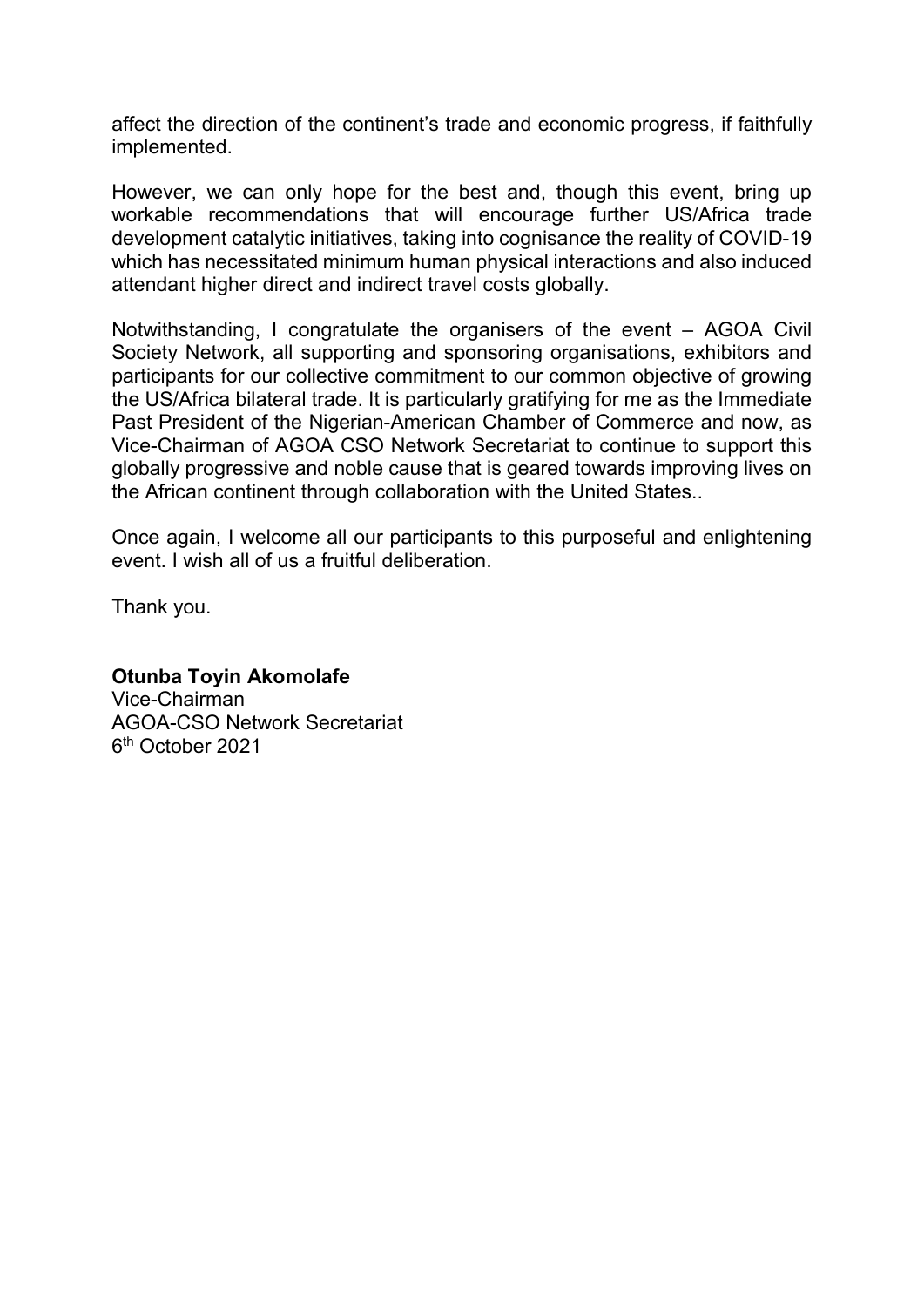affect the direction of the continent's trade and economic progress, if faithfully implemented.

However, we can only hope for the best and, though this event, bring up workable recommendations that will encourage further US/Africa trade development catalytic initiatives, taking into cognisance the reality of COVID-19 which has necessitated minimum human physical interactions and also induced attendant higher direct and indirect travel costs globally.

Notwithstanding, I congratulate the organisers of the event – AGOA Civil Society Network, all supporting and sponsoring organisations, exhibitors and participants for our collective commitment to our common objective of growing the US/Africa bilateral trade. It is particularly gratifying for me as the Immediate Past President of the Nigerian-American Chamber of Commerce and now, as Vice-Chairman of AGOA CSO Network Secretariat to continue to support this globally progressive and noble cause that is geared towards improving lives on the African continent through collaboration with the United States..

Once again, I welcome all our participants to this purposeful and enlightening event. I wish all of us a fruitful deliberation.

Thank you.

**Otunba Toyin Akomolafe**
Vice-Chairman
AGOA-CSO Network Secretariat
6th October 2021